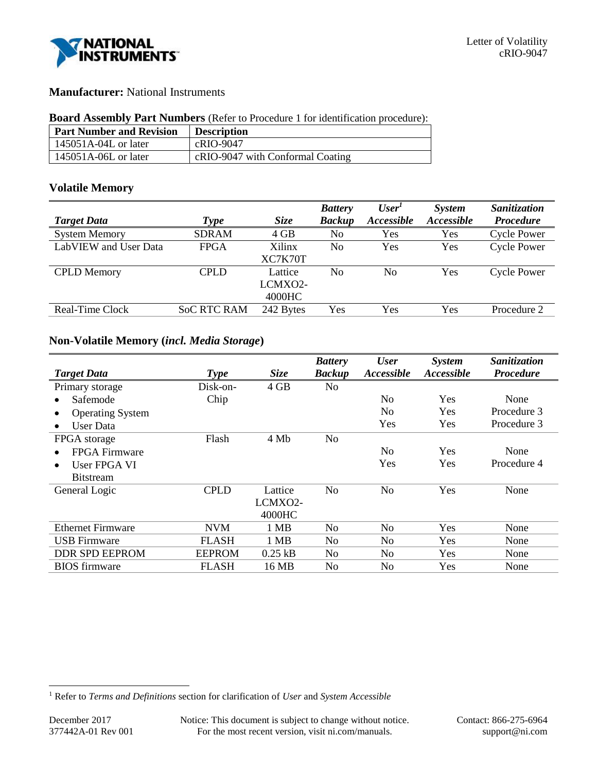Letter of Volatility
cRIO-9047

**Manufacturer:** National Instruments

**Board Assembly Part Numbers** (Refer to Procedure 1 for identification procedure):

| Part Number and Revision | Description |
|---|---|
| 145051A-04L or later | cRIO-9047 |
| 145051A-06L or later | cRIO-9047 with Conformal Coating |

## Volatile Memory

| *Target Data* | *Type* | *Size* | *Battery Backup* | *User[1] Accessible* | *System Accessible* | *Sanitization Procedure* |
|---|---|---|---|---|---|---|
| System Memory | SDRAM | 4 GB | No | Yes | Yes | Cycle Power |
| LabVIEW and User Data | FPGA | Xilinx XC7K70T | No | Yes | Yes | Cycle Power |
| CPLD Memory | CPLD | Lattice LCMXO2-4000HC | No | No | Yes | Cycle Power |
| Real-Time Clock | SoC RTC RAM | 242 Bytes | Yes | Yes | Yes | Procedure 2 |

## Non-Volatile Memory (*incl. Media Storage*)

| *Target Data* | *Type* | *Size* | *Battery Backup* | *User Accessible* | *System Accessible* | *Sanitization Procedure* |
|---|---|---|---|---|---|---|
| Primary storage | Disk-on-Chip | 4 GB | No | | | |
| • Safemode | | | | No | Yes | None |
| • Operating System | | | | No | Yes | Procedure 3 |
| • User Data | | | | Yes | Yes | Procedure 3 |
| FPGA storage | Flash | 4 Mb | No | | | |
| • FPGA Firmware | | | | No | Yes | None |
| • User FPGA VI Bitstream | | | | Yes | Yes | Procedure 4 |
| General Logic | CPLD | Lattice LCMXO2-4000HC | No | No | Yes | None |
| Ethernet Firmware | NVM | 1 MB | No | No | Yes | None |
| USB Firmware | FLASH | 1 MB | No | No | Yes | None |
| DDR SPD EEPROM | EEPROM | 0.25 kB | No | No | Yes | None |
| BIOS firmware | FLASH | 16 MB | No | No | Yes | None |

[1] Refer to *Terms and Definitions* section for clarification of *User* and *System Accessible*

December 2017
377442A-01 Rev 001

Notice: This document is subject to change without notice. For the most recent version, visit ni.com/manuals.

Contact: 866-275-6964
support@ni.com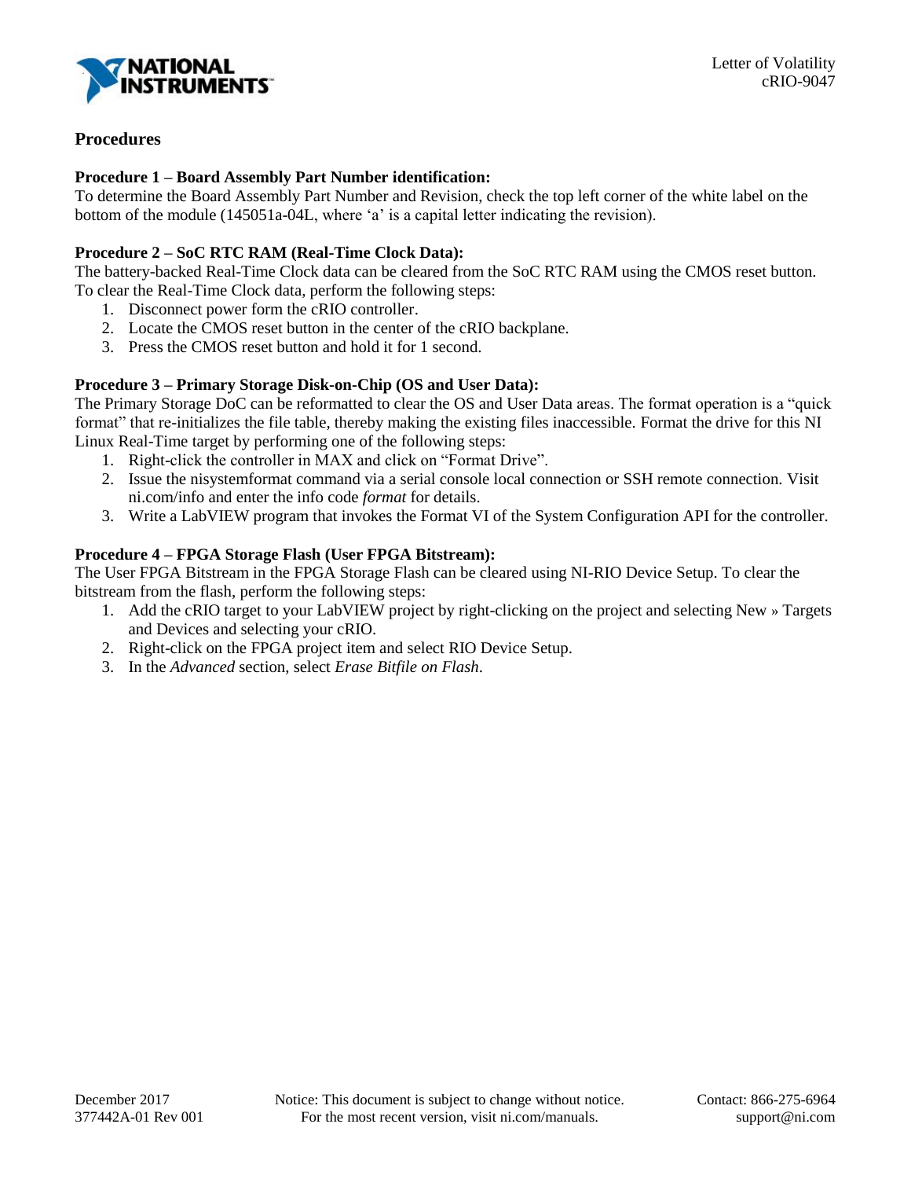## Procedures

**Procedure 1 – Board Assembly Part Number identification:**
To determine the Board Assembly Part Number and Revision, check the top left corner of the white label on the bottom of the module (145051a-04L, where 'a' is a capital letter indicating the revision).

**Procedure 2 – SoC RTC RAM (Real-Time Clock Data):**
The battery-backed Real-Time Clock data can be cleared from the SoC RTC RAM using the CMOS reset button. To clear the Real-Time Clock data, perform the following steps:

1. Disconnect power form the cRIO controller.
2. Locate the CMOS reset button in the center of the cRIO backplane.
3. Press the CMOS reset button and hold it for 1 second.

**Procedure 3 – Primary Storage Disk-on-Chip (OS and User Data):**
The Primary Storage DoC can be reformatted to clear the OS and User Data areas. The format operation is a "quick format" that re-initializes the file table, thereby making the existing files inaccessible. Format the drive for this NI Linux Real-Time target by performing one of the following steps:

1. Right-click the controller in MAX and click on "Format Drive".
2. Issue the nisystemformat command via a serial console local connection or SSH remote connection. Visit ni.com/info and enter the info code *format* for details.
3. Write a LabVIEW program that invokes the Format VI of the System Configuration API for the controller.

**Procedure 4 – FPGA Storage Flash (User FPGA Bitstream):**
The User FPGA Bitstream in the FPGA Storage Flash can be cleared using NI-RIO Device Setup. To clear the bitstream from the flash, perform the following steps:

1. Add the cRIO target to your LabVIEW project by right-clicking on the project and selecting New » Targets and Devices and selecting your cRIO.
2. Right-click on the FPGA project item and select RIO Device Setup.
3. In the *Advanced* section, select *Erase Bitfile on Flash*.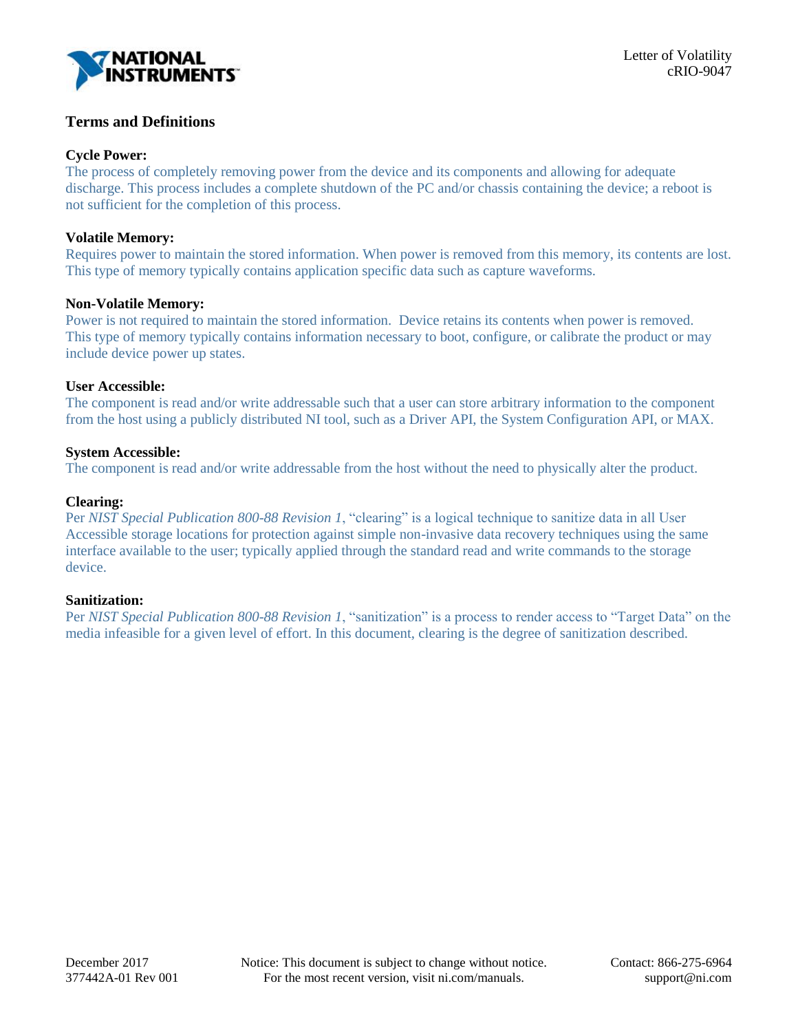## Terms and Definitions

**Cycle Power:**
The process of completely removing power from the device and its components and allowing for adequate discharge. This process includes a complete shutdown of the PC and/or chassis containing the device; a reboot is not sufficient for the completion of this process.

**Volatile Memory:**
Requires power to maintain the stored information. When power is removed from this memory, its contents are lost. This type of memory typically contains application specific data such as capture waveforms.

**Non-Volatile Memory:**
Power is not required to maintain the stored information. Device retains its contents when power is removed. This type of memory typically contains information necessary to boot, configure, or calibrate the product or may include device power up states.

**User Accessible:**
The component is read and/or write addressable such that a user can store arbitrary information to the component from the host using a publicly distributed NI tool, such as a Driver API, the System Configuration API, or MAX.

**System Accessible:**
The component is read and/or write addressable from the host without the need to physically alter the product.

**Clearing:**
Per *NIST Special Publication 800-88 Revision 1*, "clearing" is a logical technique to sanitize data in all User Accessible storage locations for protection against simple non-invasive data recovery techniques using the same interface available to the user; typically applied through the standard read and write commands to the storage device.

**Sanitization:**
Per *NIST Special Publication 800-88 Revision 1*, "sanitization" is a process to render access to "Target Data" on the media infeasible for a given level of effort. In this document, clearing is the degree of sanitization described.